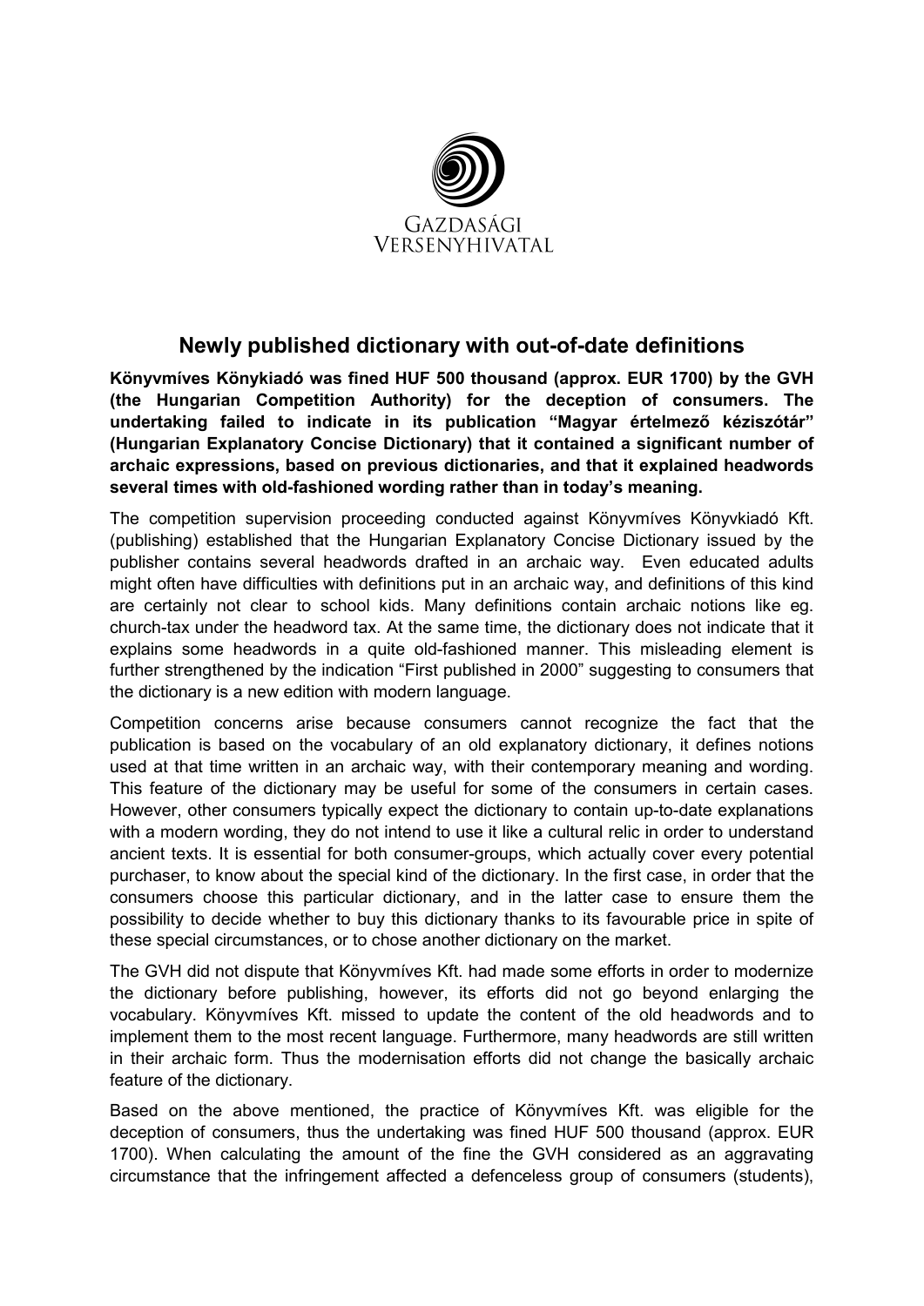GAZDASÁGI VERSENYHIVATAL

## Newly published dictionary with out-of-date definitions

**Könyvmíves Könykiadó was fined HUF 500 thousand (approx. EUR 1700) by the GVH (the Hungarian Competition Authority) for the deception of consumers. The undertaking failed to indicate in its publication "Magyar értelmező kéziszótár" (Hungarian Explanatory Concise Dictionary) that it contained a significant number of archaic expressions, based on previous dictionaries, and that it explained headwords several times with old-fashioned wording rather than in today's meaning.**

The competition supervision proceeding conducted against Könyvmíves Könyvkiadó Kft. (publishing) established that the Hungarian Explanatory Concise Dictionary issued by the publisher contains several headwords drafted in an archaic way. Even educated adults might often have difficulties with definitions put in an archaic way, and definitions of this kind are certainly not clear to school kids. Many definitions contain archaic notions like eg. church-tax under the headword tax. At the same time, the dictionary does not indicate that it explains some headwords in a quite old-fashioned manner. This misleading element is further strengthened by the indication "First published in 2000" suggesting to consumers that the dictionary is a new edition with modern language.

Competition concerns arise because consumers cannot recognize the fact that the publication is based on the vocabulary of an old explanatory dictionary, it defines notions used at that time written in an archaic way, with their contemporary meaning and wording. This feature of the dictionary may be useful for some of the consumers in certain cases. However, other consumers typically expect the dictionary to contain up-to-date explanations with a modern wording, they do not intend to use it like a cultural relic in order to understand ancient texts. It is essential for both consumer-groups, which actually cover every potential purchaser, to know about the special kind of the dictionary. In the first case, in order that the consumers choose this particular dictionary, and in the latter case to ensure them the possibility to decide whether to buy this dictionary thanks to its favourable price in spite of these special circumstances, or to chose another dictionary on the market.

The GVH did not dispute that Könyvmíves Kft. had made some efforts in order to modernize the dictionary before publishing, however, its efforts did not go beyond enlarging the vocabulary. Könyvmíves Kft. missed to update the content of the old headwords and to implement them to the most recent language. Furthermore, many headwords are still written in their archaic form. Thus the modernisation efforts did not change the basically archaic feature of the dictionary.

Based on the above mentioned, the practice of Könyvmíves Kft. was eligible for the deception of consumers, thus the undertaking was fined HUF 500 thousand (approx. EUR 1700). When calculating the amount of the fine the GVH considered as an aggravating circumstance that the infringement affected a defenceless group of consumers (students),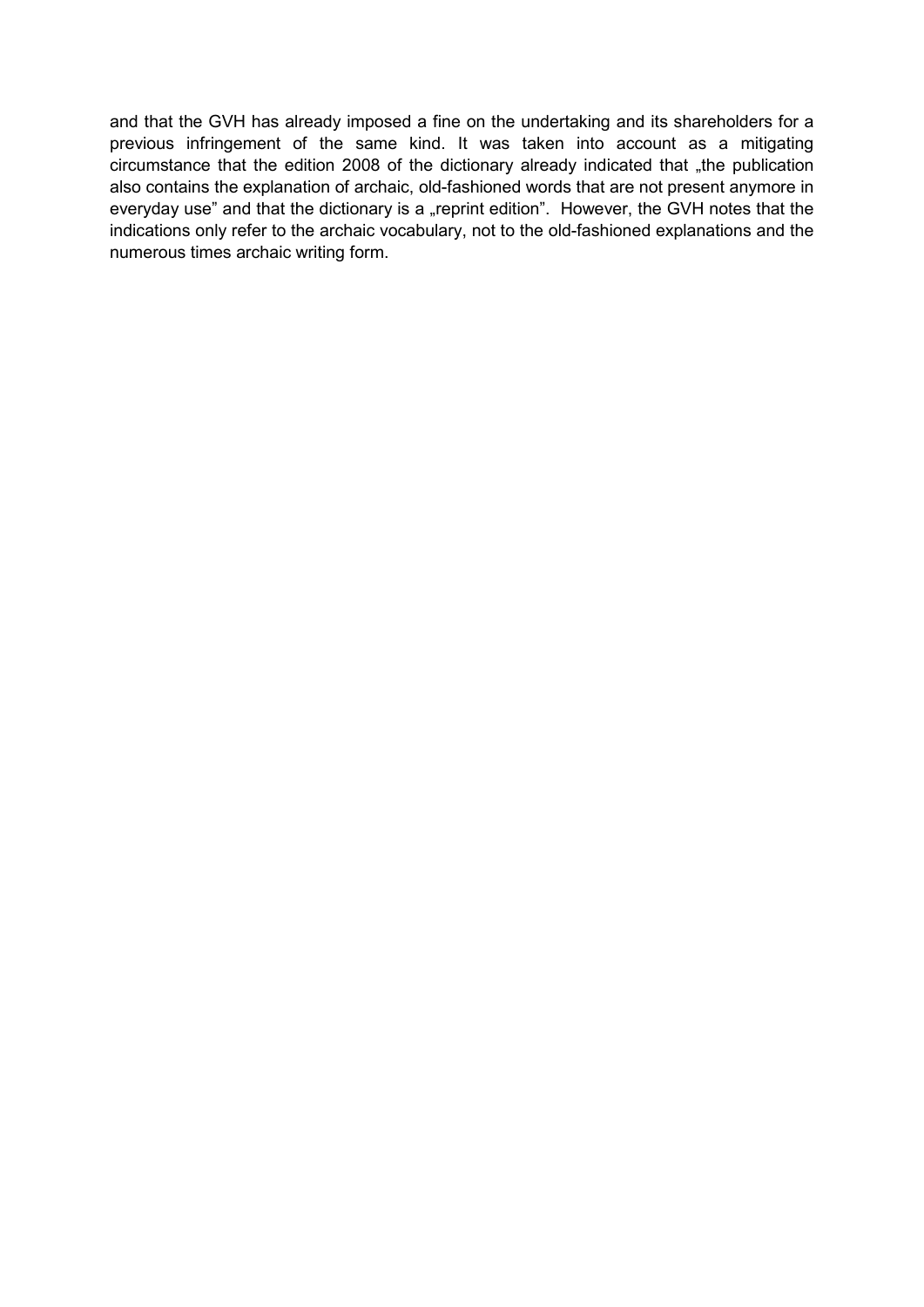and that the GVH has already imposed a fine on the undertaking and its shareholders for a previous infringement of the same kind. It was taken into account as a mitigating circumstance that the edition 2008 of the dictionary already indicated that „the publication also contains the explanation of archaic, old-fashioned words that are not present anymore in everyday use" and that the dictionary is a „reprint edition". However, the GVH notes that the indications only refer to the archaic vocabulary, not to the old-fashioned explanations and the numerous times archaic writing form.